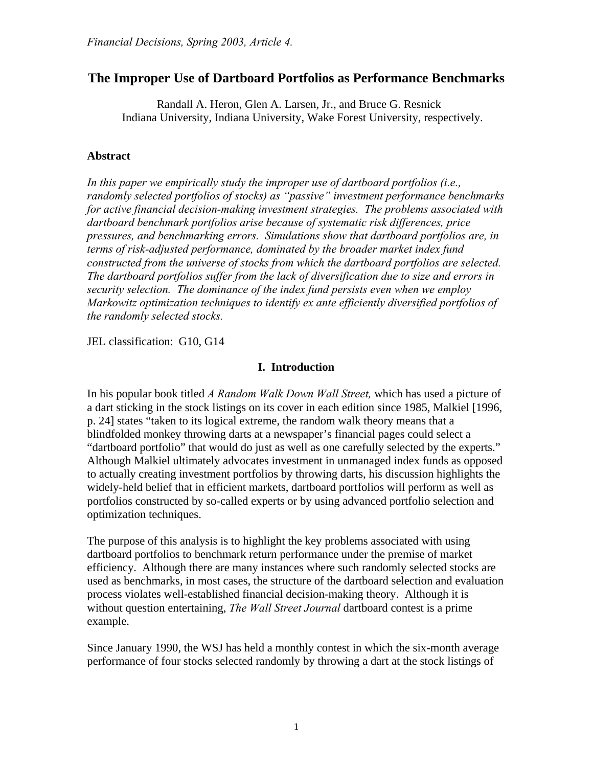*Financial Decisions, Spring 2003, Article 4.*

# The Improper Use of Dartboard Portfolios as Performance Benchmarks

Randall A. Heron, Glen A. Larsen, Jr., and Bruce G. Resnick
Indiana University, Indiana University, Wake Forest University, respectively.

### Abstract

*In this paper we empirically study the improper use of dartboard portfolios (i.e., randomly selected portfolios of stocks) as "passive" investment performance benchmarks for active financial decision-making investment strategies. The problems associated with dartboard benchmark portfolios arise because of systematic risk differences, price pressures, and benchmarking errors. Simulations show that dartboard portfolios are, in terms of risk-adjusted performance, dominated by the broader market index fund constructed from the universe of stocks from which the dartboard portfolios are selected. The dartboard portfolios suffer from the lack of diversification due to size and errors in security selection. The dominance of the index fund persists even when we employ Markowitz optimization techniques to identify ex ante efficiently diversified portfolios of the randomly selected stocks.*

JEL classification: G10, G14

## I. Introduction

In his popular book titled *A Random Walk Down Wall Street,* which has used a picture of a dart sticking in the stock listings on its cover in each edition since 1985, Malkiel [1996, p. 24] states "taken to its logical extreme, the random walk theory means that a blindfolded monkey throwing darts at a newspaper's financial pages could select a "dartboard portfolio" that would do just as well as one carefully selected by the experts." Although Malkiel ultimately advocates investment in unmanaged index funds as opposed to actually creating investment portfolios by throwing darts, his discussion highlights the widely-held belief that in efficient markets, dartboard portfolios will perform as well as portfolios constructed by so-called experts or by using advanced portfolio selection and optimization techniques.

The purpose of this analysis is to highlight the key problems associated with using dartboard portfolios to benchmark return performance under the premise of market efficiency. Although there are many instances where such randomly selected stocks are used as benchmarks, in most cases, the structure of the dartboard selection and evaluation process violates well-established financial decision-making theory. Although it is without question entertaining, *The Wall Street Journal* dartboard contest is a prime example.

Since January 1990, the WSJ has held a monthly contest in which the six-month average performance of four stocks selected randomly by throwing a dart at the stock listings of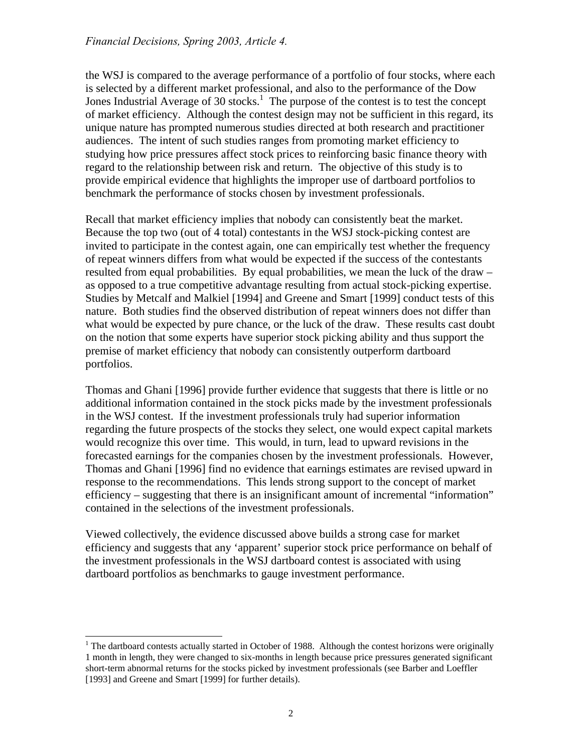the WSJ is compared to the average performance of a portfolio of four stocks, where each is selected by a different market professional, and also to the performance of the Dow Jones Industrial Average of 30 stocks.[1] The purpose of the contest is to test the concept of market efficiency. Although the contest design may not be sufficient in this regard, its unique nature has prompted numerous studies directed at both research and practitioner audiences. The intent of such studies ranges from promoting market efficiency to studying how price pressures affect stock prices to reinforcing basic finance theory with regard to the relationship between risk and return. The objective of this study is to provide empirical evidence that highlights the improper use of dartboard portfolios to benchmark the performance of stocks chosen by investment professionals.

Recall that market efficiency implies that nobody can consistently beat the market. Because the top two (out of 4 total) contestants in the WSJ stock-picking contest are invited to participate in the contest again, one can empirically test whether the frequency of repeat winners differs from what would be expected if the success of the contestants resulted from equal probabilities. By equal probabilities, we mean the luck of the draw – as opposed to a true competitive advantage resulting from actual stock-picking expertise. Studies by Metcalf and Malkiel [1994] and Greene and Smart [1999] conduct tests of this nature. Both studies find the observed distribution of repeat winners does not differ than what would be expected by pure chance, or the luck of the draw. These results cast doubt on the notion that some experts have superior stock picking ability and thus support the premise of market efficiency that nobody can consistently outperform dartboard portfolios.

Thomas and Ghani [1996] provide further evidence that suggests that there is little or no additional information contained in the stock picks made by the investment professionals in the WSJ contest. If the investment professionals truly had superior information regarding the future prospects of the stocks they select, one would expect capital markets would recognize this over time. This would, in turn, lead to upward revisions in the forecasted earnings for the companies chosen by the investment professionals. However, Thomas and Ghani [1996] find no evidence that earnings estimates are revised upward in response to the recommendations. This lends strong support to the concept of market efficiency – suggesting that there is an insignificant amount of incremental "information" contained in the selections of the investment professionals.

Viewed collectively, the evidence discussed above builds a strong case for market efficiency and suggests that any 'apparent' superior stock price performance on behalf of the investment professionals in the WSJ dartboard contest is associated with using dartboard portfolios as benchmarks to gauge investment performance.

---

[1] The dartboard contests actually started in October of 1988. Although the contest horizons were originally 1 month in length, they were changed to six-months in length because price pressures generated significant short-term abnormal returns for the stocks picked by investment professionals (see Barber and Loeffler [1993] and Greene and Smart [1999] for further details).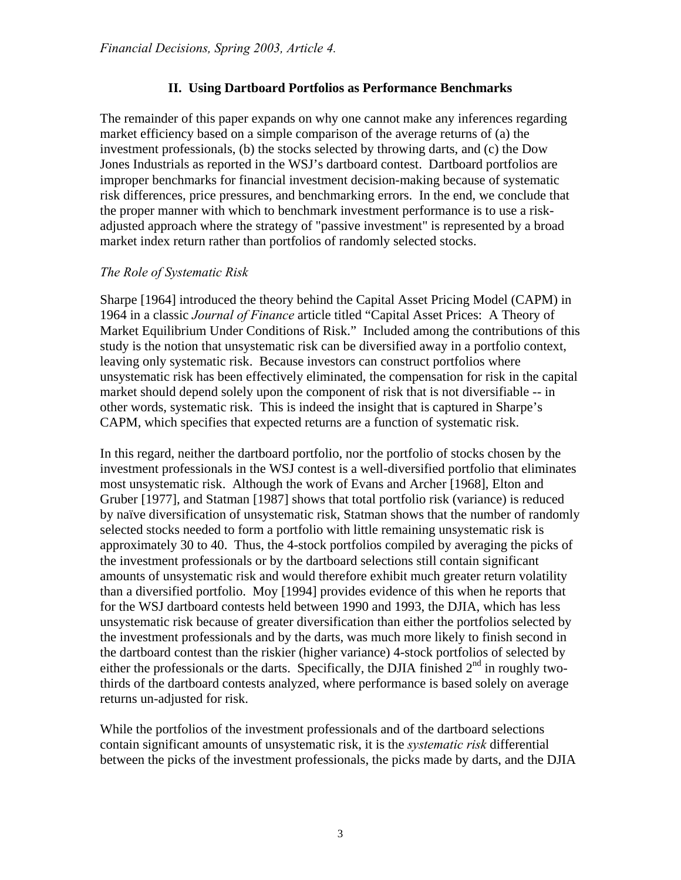## II. Using Dartboard Portfolios as Performance Benchmarks

The remainder of this paper expands on why one cannot make any inferences regarding market efficiency based on a simple comparison of the average returns of (a) the investment professionals, (b) the stocks selected by throwing darts, and (c) the Dow Jones Industrials as reported in the WSJ's dartboard contest. Dartboard portfolios are improper benchmarks for financial investment decision-making because of systematic risk differences, price pressures, and benchmarking errors. In the end, we conclude that the proper manner with which to benchmark investment performance is to use a risk-adjusted approach where the strategy of "passive investment" is represented by a broad market index return rather than portfolios of randomly selected stocks.

### *The Role of Systematic Risk*

Sharpe [1964] introduced the theory behind the Capital Asset Pricing Model (CAPM) in 1964 in a classic *Journal of Finance* article titled "Capital Asset Prices: A Theory of Market Equilibrium Under Conditions of Risk." Included among the contributions of this study is the notion that unsystematic risk can be diversified away in a portfolio context, leaving only systematic risk. Because investors can construct portfolios where unsystematic risk has been effectively eliminated, the compensation for risk in the capital market should depend solely upon the component of risk that is not diversifiable -- in other words, systematic risk. This is indeed the insight that is captured in Sharpe's CAPM, which specifies that expected returns are a function of systematic risk.

In this regard, neither the dartboard portfolio, nor the portfolio of stocks chosen by the investment professionals in the WSJ contest is a well-diversified portfolio that eliminates most unsystematic risk. Although the work of Evans and Archer [1968], Elton and Gruber [1977], and Statman [1987] shows that total portfolio risk (variance) is reduced by naïve diversification of unsystematic risk, Statman shows that the number of randomly selected stocks needed to form a portfolio with little remaining unsystematic risk is approximately 30 to 40. Thus, the 4-stock portfolios compiled by averaging the picks of the investment professionals or by the dartboard selections still contain significant amounts of unsystematic risk and would therefore exhibit much greater return volatility than a diversified portfolio. Moy [1994] provides evidence of this when he reports that for the WSJ dartboard contests held between 1990 and 1993, the DJIA, which has less unsystematic risk because of greater diversification than either the portfolios selected by the investment professionals and by the darts, was much more likely to finish second in the dartboard contest than the riskier (higher variance) 4-stock portfolios of selected by either the professionals or the darts. Specifically, the DJIA finished 2nd in roughly two-thirds of the dartboard contests analyzed, where performance is based solely on average returns un-adjusted for risk.

While the portfolios of the investment professionals and of the dartboard selections contain significant amounts of unsystematic risk, it is the *systematic risk* differential between the picks of the investment professionals, the picks made by darts, and the DJIA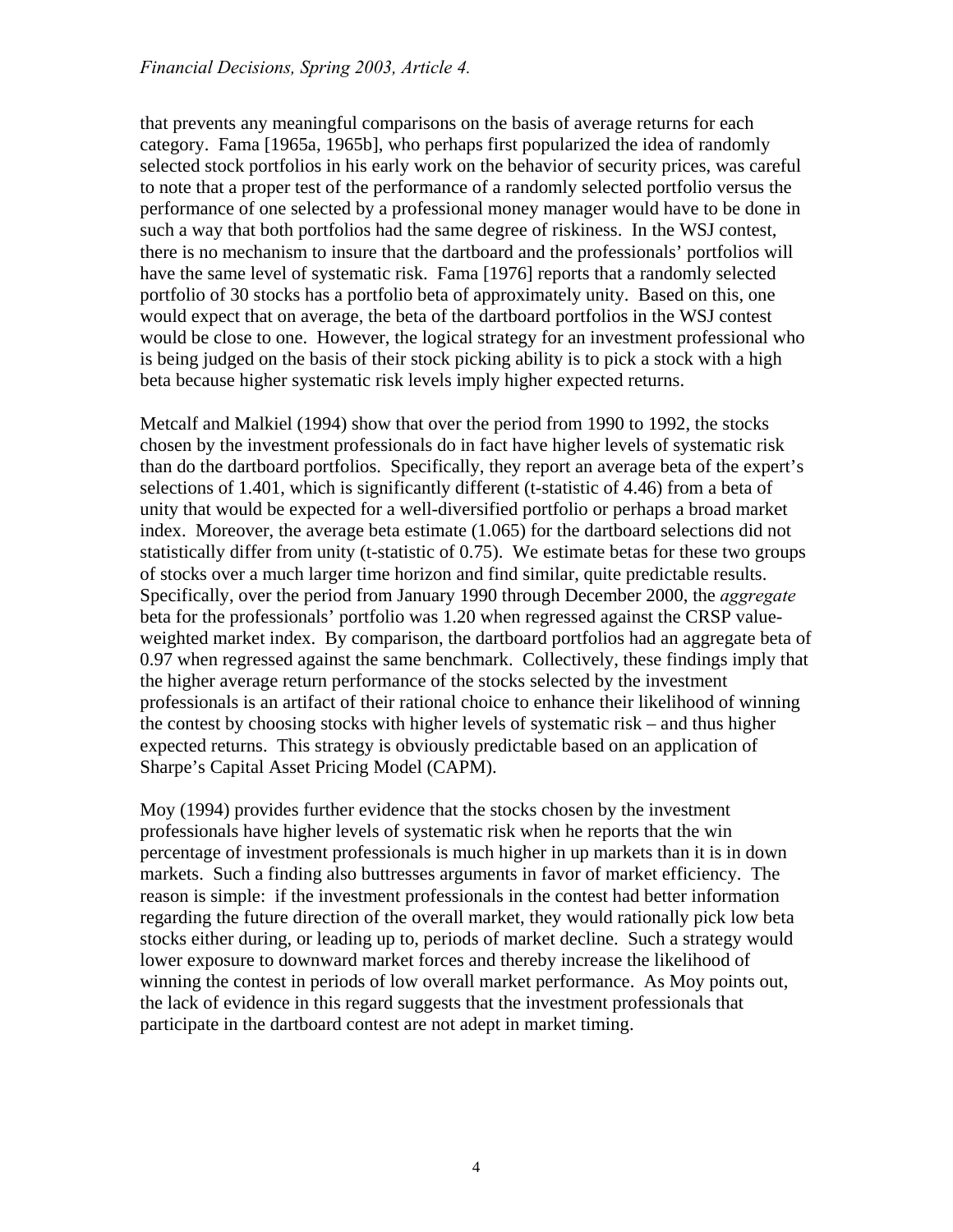that prevents any meaningful comparisons on the basis of average returns for each category. Fama [1965a, 1965b], who perhaps first popularized the idea of randomly selected stock portfolios in his early work on the behavior of security prices, was careful to note that a proper test of the performance of a randomly selected portfolio versus the performance of one selected by a professional money manager would have to be done in such a way that both portfolios had the same degree of riskiness. In the WSJ contest, there is no mechanism to insure that the dartboard and the professionals' portfolios will have the same level of systematic risk. Fama [1976] reports that a randomly selected portfolio of 30 stocks has a portfolio beta of approximately unity. Based on this, one would expect that on average, the beta of the dartboard portfolios in the WSJ contest would be close to one. However, the logical strategy for an investment professional who is being judged on the basis of their stock picking ability is to pick a stock with a high beta because higher systematic risk levels imply higher expected returns.

Metcalf and Malkiel (1994) show that over the period from 1990 to 1992, the stocks chosen by the investment professionals do in fact have higher levels of systematic risk than do the dartboard portfolios. Specifically, they report an average beta of the expert's selections of 1.401, which is significantly different (t-statistic of 4.46) from a beta of unity that would be expected for a well-diversified portfolio or perhaps a broad market index. Moreover, the average beta estimate (1.065) for the dartboard selections did not statistically differ from unity (t-statistic of 0.75). We estimate betas for these two groups of stocks over a much larger time horizon and find similar, quite predictable results. Specifically, over the period from January 1990 through December 2000, the *aggregate* beta for the professionals' portfolio was 1.20 when regressed against the CRSP value-weighted market index. By comparison, the dartboard portfolios had an aggregate beta of 0.97 when regressed against the same benchmark. Collectively, these findings imply that the higher average return performance of the stocks selected by the investment professionals is an artifact of their rational choice to enhance their likelihood of winning the contest by choosing stocks with higher levels of systematic risk – and thus higher expected returns. This strategy is obviously predictable based on an application of Sharpe's Capital Asset Pricing Model (CAPM).

Moy (1994) provides further evidence that the stocks chosen by the investment professionals have higher levels of systematic risk when he reports that the win percentage of investment professionals is much higher in up markets than it is in down markets. Such a finding also buttresses arguments in favor of market efficiency. The reason is simple: if the investment professionals in the contest had better information regarding the future direction of the overall market, they would rationally pick low beta stocks either during, or leading up to, periods of market decline. Such a strategy would lower exposure to downward market forces and thereby increase the likelihood of winning the contest in periods of low overall market performance. As Moy points out, the lack of evidence in this regard suggests that the investment professionals that participate in the dartboard contest are not adept in market timing.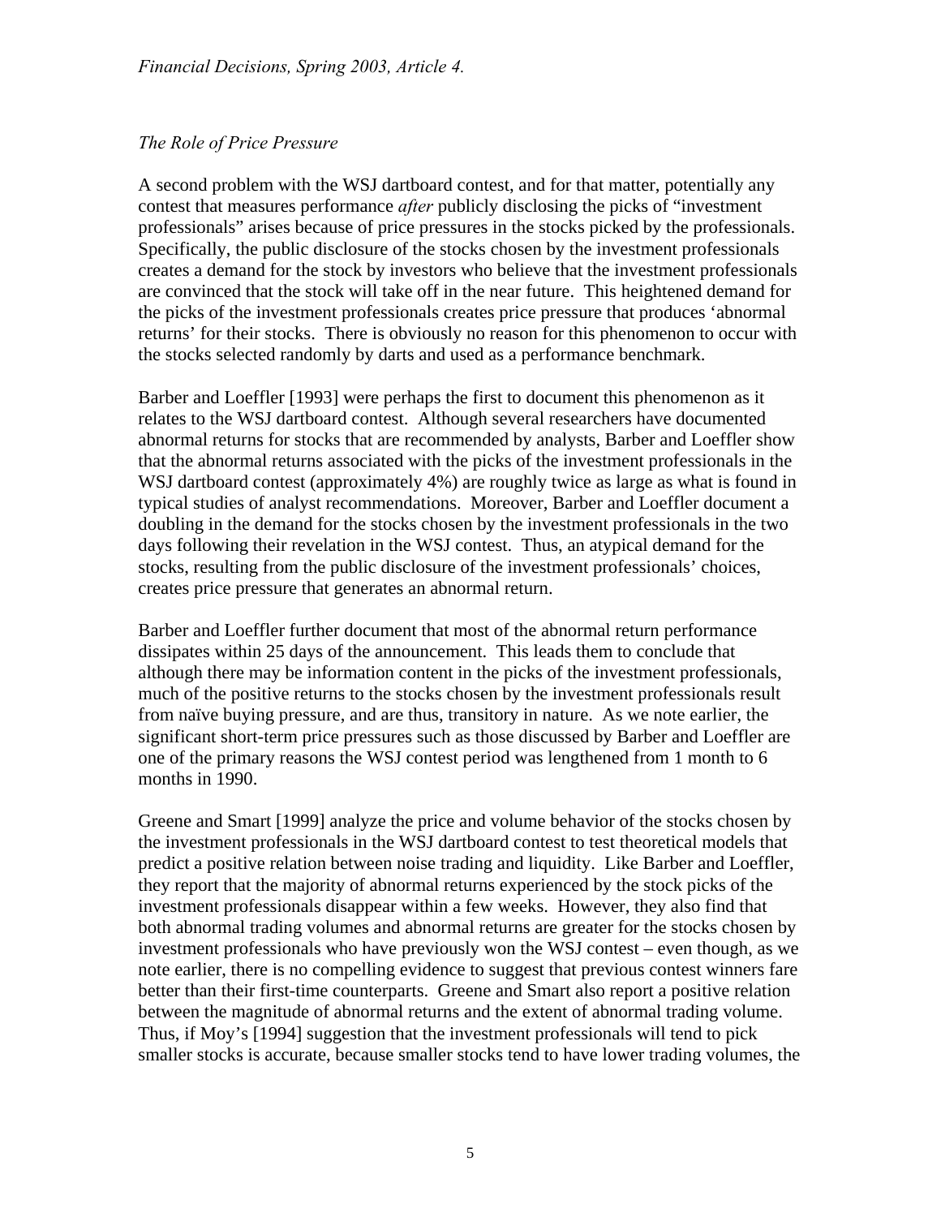*The Role of Price Pressure*

A second problem with the WSJ dartboard contest, and for that matter, potentially any contest that measures performance *after* publicly disclosing the picks of "investment professionals" arises because of price pressures in the stocks picked by the professionals. Specifically, the public disclosure of the stocks chosen by the investment professionals creates a demand for the stock by investors who believe that the investment professionals are convinced that the stock will take off in the near future. This heightened demand for the picks of the investment professionals creates price pressure that produces 'abnormal returns' for their stocks. There is obviously no reason for this phenomenon to occur with the stocks selected randomly by darts and used as a performance benchmark.

Barber and Loeffler [1993] were perhaps the first to document this phenomenon as it relates to the WSJ dartboard contest. Although several researchers have documented abnormal returns for stocks that are recommended by analysts, Barber and Loeffler show that the abnormal returns associated with the picks of the investment professionals in the WSJ dartboard contest (approximately 4%) are roughly twice as large as what is found in typical studies of analyst recommendations. Moreover, Barber and Loeffler document a doubling in the demand for the stocks chosen by the investment professionals in the two days following their revelation in the WSJ contest. Thus, an atypical demand for the stocks, resulting from the public disclosure of the investment professionals' choices, creates price pressure that generates an abnormal return.

Barber and Loeffler further document that most of the abnormal return performance dissipates within 25 days of the announcement. This leads them to conclude that although there may be information content in the picks of the investment professionals, much of the positive returns to the stocks chosen by the investment professionals result from naïve buying pressure, and are thus, transitory in nature. As we note earlier, the significant short-term price pressures such as those discussed by Barber and Loeffler are one of the primary reasons the WSJ contest period was lengthened from 1 month to 6 months in 1990.

Greene and Smart [1999] analyze the price and volume behavior of the stocks chosen by the investment professionals in the WSJ dartboard contest to test theoretical models that predict a positive relation between noise trading and liquidity. Like Barber and Loeffler, they report that the majority of abnormal returns experienced by the stock picks of the investment professionals disappear within a few weeks. However, they also find that both abnormal trading volumes and abnormal returns are greater for the stocks chosen by investment professionals who have previously won the WSJ contest – even though, as we note earlier, there is no compelling evidence to suggest that previous contest winners fare better than their first-time counterparts. Greene and Smart also report a positive relation between the magnitude of abnormal returns and the extent of abnormal trading volume. Thus, if Moy's [1994] suggestion that the investment professionals will tend to pick smaller stocks is accurate, because smaller stocks tend to have lower trading volumes, the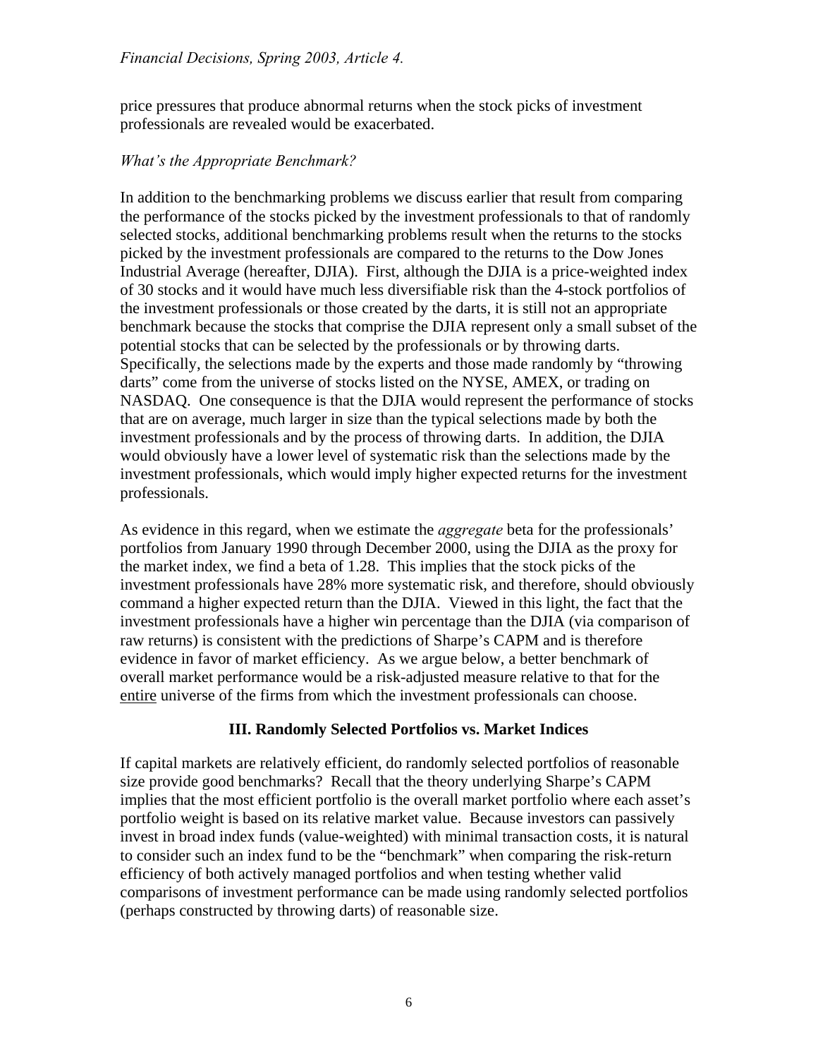price pressures that produce abnormal returns when the stock picks of investment professionals are revealed would be exacerbated.

*What's the Appropriate Benchmark?*

In addition to the benchmarking problems we discuss earlier that result from comparing the performance of the stocks picked by the investment professionals to that of randomly selected stocks, additional benchmarking problems result when the returns to the stocks picked by the investment professionals are compared to the returns to the Dow Jones Industrial Average (hereafter, DJIA). First, although the DJIA is a price-weighted index of 30 stocks and it would have much less diversifiable risk than the 4-stock portfolios of the investment professionals or those created by the darts, it is still not an appropriate benchmark because the stocks that comprise the DJIA represent only a small subset of the potential stocks that can be selected by the professionals or by throwing darts. Specifically, the selections made by the experts and those made randomly by "throwing darts" come from the universe of stocks listed on the NYSE, AMEX, or trading on NASDAQ. One consequence is that the DJIA would represent the performance of stocks that are on average, much larger in size than the typical selections made by both the investment professionals and by the process of throwing darts. In addition, the DJIA would obviously have a lower level of systematic risk than the selections made by the investment professionals, which would imply higher expected returns for the investment professionals.

As evidence in this regard, when we estimate the *aggregate* beta for the professionals' portfolios from January 1990 through December 2000, using the DJIA as the proxy for the market index, we find a beta of 1.28. This implies that the stock picks of the investment professionals have 28% more systematic risk, and therefore, should obviously command a higher expected return than the DJIA. Viewed in this light, the fact that the investment professionals have a higher win percentage than the DJIA (via comparison of raw returns) is consistent with the predictions of Sharpe's CAPM and is therefore evidence in favor of market efficiency. As we argue below, a better benchmark of overall market performance would be a risk-adjusted measure relative to that for the entire universe of the firms from which the investment professionals can choose.

## III. Randomly Selected Portfolios vs. Market Indices

If capital markets are relatively efficient, do randomly selected portfolios of reasonable size provide good benchmarks? Recall that the theory underlying Sharpe's CAPM implies that the most efficient portfolio is the overall market portfolio where each asset's portfolio weight is based on its relative market value. Because investors can passively invest in broad index funds (value-weighted) with minimal transaction costs, it is natural to consider such an index fund to be the "benchmark" when comparing the risk-return efficiency of both actively managed portfolios and when testing whether valid comparisons of investment performance can be made using randomly selected portfolios (perhaps constructed by throwing darts) of reasonable size.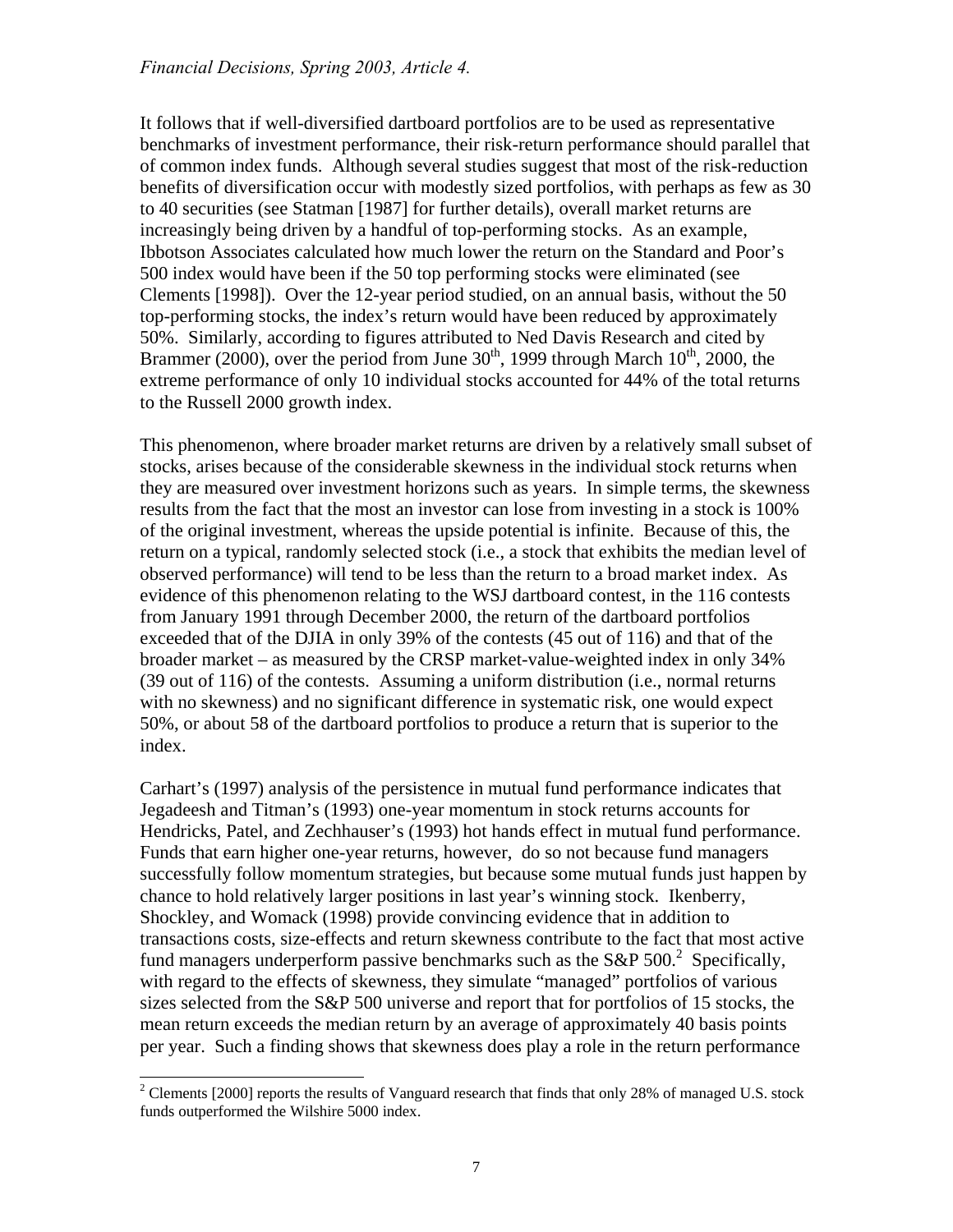It follows that if well-diversified dartboard portfolios are to be used as representative benchmarks of investment performance, their risk-return performance should parallel that of common index funds. Although several studies suggest that most of the risk-reduction benefits of diversification occur with modestly sized portfolios, with perhaps as few as 30 to 40 securities (see Statman [1987] for further details), overall market returns are increasingly being driven by a handful of top-performing stocks. As an example, Ibbotson Associates calculated how much lower the return on the Standard and Poor's 500 index would have been if the 50 top performing stocks were eliminated (see Clements [1998]). Over the 12-year period studied, on an annual basis, without the 50 top-performing stocks, the index's return would have been reduced by approximately 50%. Similarly, according to figures attributed to Ned Davis Research and cited by Brammer (2000), over the period from June 30th, 1999 through March 10th, 2000, the extreme performance of only 10 individual stocks accounted for 44% of the total returns to the Russell 2000 growth index.

This phenomenon, where broader market returns are driven by a relatively small subset of stocks, arises because of the considerable skewness in the individual stock returns when they are measured over investment horizons such as years. In simple terms, the skewness results from the fact that the most an investor can lose from investing in a stock is 100% of the original investment, whereas the upside potential is infinite. Because of this, the return on a typical, randomly selected stock (i.e., a stock that exhibits the median level of observed performance) will tend to be less than the return to a broad market index. As evidence of this phenomenon relating to the WSJ dartboard contest, in the 116 contests from January 1991 through December 2000, the return of the dartboard portfolios exceeded that of the DJIA in only 39% of the contests (45 out of 116) and that of the broader market – as measured by the CRSP market-value-weighted index in only 34% (39 out of 116) of the contests. Assuming a uniform distribution (i.e., normal returns with no skewness) and no significant difference in systematic risk, one would expect 50%, or about 58 of the dartboard portfolios to produce a return that is superior to the index.

Carhart's (1997) analysis of the persistence in mutual fund performance indicates that Jegadeesh and Titman's (1993) one-year momentum in stock returns accounts for Hendricks, Patel, and Zechhauser's (1993) hot hands effect in mutual fund performance. Funds that earn higher one-year returns, however, do so not because fund managers successfully follow momentum strategies, but because some mutual funds just happen by chance to hold relatively larger positions in last year's winning stock. Ikenberry, Shockley, and Womack (1998) provide convincing evidence that in addition to transactions costs, size-effects and return skewness contribute to the fact that most active fund managers underperform passive benchmarks such as the S&P 500.[2] Specifically, with regard to the effects of skewness, they simulate "managed" portfolios of various sizes selected from the S&P 500 universe and report that for portfolios of 15 stocks, the mean return exceeds the median return by an average of approximately 40 basis points per year. Such a finding shows that skewness does play a role in the return performance

[2] Clements [2000] reports the results of Vanguard research that finds that only 28% of managed U.S. stock funds outperformed the Wilshire 5000 index.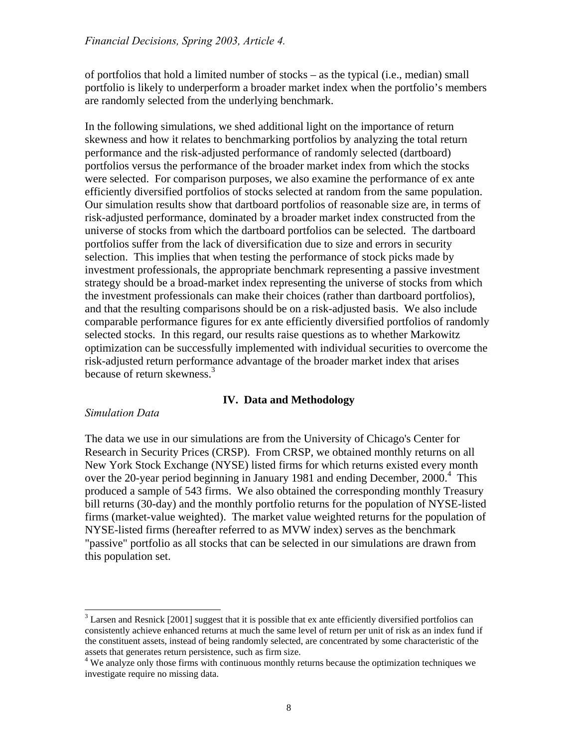of portfolios that hold a limited number of stocks – as the typical (i.e., median) small portfolio is likely to underperform a broader market index when the portfolio's members are randomly selected from the underlying benchmark.

In the following simulations, we shed additional light on the importance of return skewness and how it relates to benchmarking portfolios by analyzing the total return performance and the risk-adjusted performance of randomly selected (dartboard) portfolios versus the performance of the broader market index from which the stocks were selected. For comparison purposes, we also examine the performance of ex ante efficiently diversified portfolios of stocks selected at random from the same population. Our simulation results show that dartboard portfolios of reasonable size are, in terms of risk-adjusted performance, dominated by a broader market index constructed from the universe of stocks from which the dartboard portfolios can be selected. The dartboard portfolios suffer from the lack of diversification due to size and errors in security selection. This implies that when testing the performance of stock picks made by investment professionals, the appropriate benchmark representing a passive investment strategy should be a broad-market index representing the universe of stocks from which the investment professionals can make their choices (rather than dartboard portfolios), and that the resulting comparisons should be on a risk-adjusted basis. We also include comparable performance figures for ex ante efficiently diversified portfolios of randomly selected stocks. In this regard, our results raise questions as to whether Markowitz optimization can be successfully implemented with individual securities to overcome the risk-adjusted return performance advantage of the broader market index that arises because of return skewness.[3]

## IV. Data and Methodology

*Simulation Data*

The data we use in our simulations are from the University of Chicago's Center for Research in Security Prices (CRSP). From CRSP, we obtained monthly returns on all New York Stock Exchange (NYSE) listed firms for which returns existed every month over the 20-year period beginning in January 1981 and ending December, 2000.[4] This produced a sample of 543 firms. We also obtained the corresponding monthly Treasury bill returns (30-day) and the monthly portfolio returns for the population of NYSE-listed firms (market-value weighted). The market value weighted returns for the population of NYSE-listed firms (hereafter referred to as MVW index) serves as the benchmark "passive" portfolio as all stocks that can be selected in our simulations are drawn from this population set.

---

[3] Larsen and Resnick [2001] suggest that it is possible that ex ante efficiently diversified portfolios can consistently achieve enhanced returns at much the same level of return per unit of risk as an index fund if the constituent assets, instead of being randomly selected, are concentrated by some characteristic of the assets that generates return persistence, such as firm size.

[4] We analyze only those firms with continuous monthly returns because the optimization techniques we investigate require no missing data.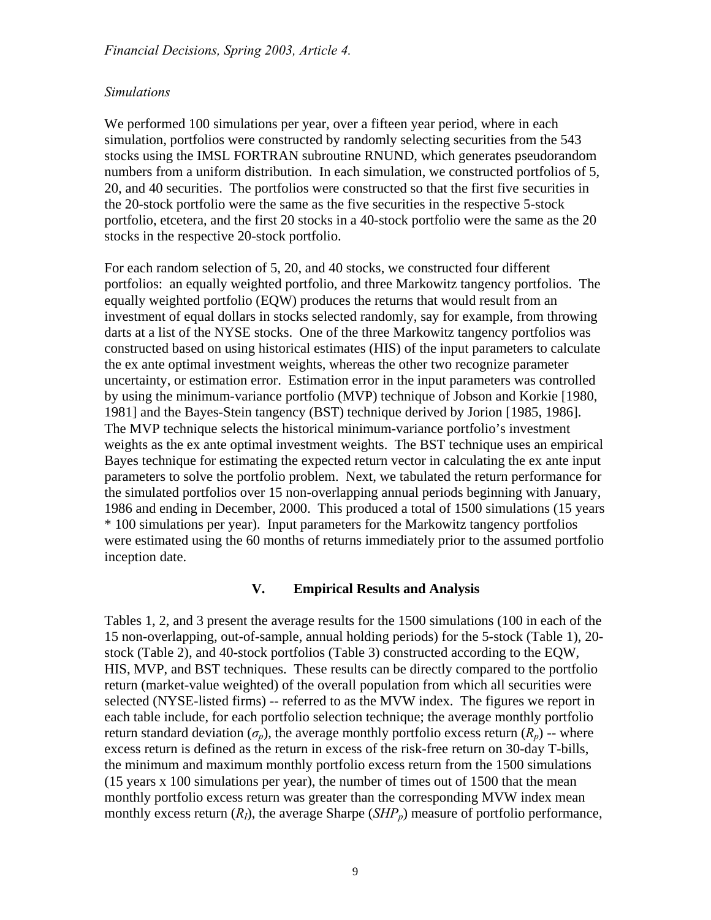*Simulations*

We performed 100 simulations per year, over a fifteen year period, where in each simulation, portfolios were constructed by randomly selecting securities from the 543 stocks using the IMSL FORTRAN subroutine RNUND, which generates pseudorandom numbers from a uniform distribution. In each simulation, we constructed portfolios of 5, 20, and 40 securities. The portfolios were constructed so that the first five securities in the 20-stock portfolio were the same as the five securities in the respective 5-stock portfolio, etcetera, and the first 20 stocks in a 40-stock portfolio were the same as the 20 stocks in the respective 20-stock portfolio.

For each random selection of 5, 20, and 40 stocks, we constructed four different portfolios: an equally weighted portfolio, and three Markowitz tangency portfolios. The equally weighted portfolio (EQW) produces the returns that would result from an investment of equal dollars in stocks selected randomly, say for example, from throwing darts at a list of the NYSE stocks. One of the three Markowitz tangency portfolios was constructed based on using historical estimates (HIS) of the input parameters to calculate the ex ante optimal investment weights, whereas the other two recognize parameter uncertainty, or estimation error. Estimation error in the input parameters was controlled by using the minimum-variance portfolio (MVP) technique of Jobson and Korkie [1980, 1981] and the Bayes-Stein tangency (BST) technique derived by Jorion [1985, 1986]. The MVP technique selects the historical minimum-variance portfolio's investment weights as the ex ante optimal investment weights. The BST technique uses an empirical Bayes technique for estimating the expected return vector in calculating the ex ante input parameters to solve the portfolio problem. Next, we tabulated the return performance for the simulated portfolios over 15 non-overlapping annual periods beginning with January, 1986 and ending in December, 2000. This produced a total of 1500 simulations (15 years * 100 simulations per year). Input parameters for the Markowitz tangency portfolios were estimated using the 60 months of returns immediately prior to the assumed portfolio inception date.

## V. Empirical Results and Analysis

Tables 1, 2, and 3 present the average results for the 1500 simulations (100 in each of the 15 non-overlapping, out-of-sample, annual holding periods) for the 5-stock (Table 1), 20-stock (Table 2), and 40-stock portfolios (Table 3) constructed according to the EQW, HIS, MVP, and BST techniques. These results can be directly compared to the portfolio return (market-value weighted) of the overall population from which all securities were selected (NYSE-listed firms) -- referred to as the MVW index. The figures we report in each table include, for each portfolio selection technique; the average monthly portfolio return standard deviation ($\sigma_p$), the average monthly portfolio excess return ($R_p$) -- where excess return is defined as the return in excess of the risk-free return on 30-day T-bills, the minimum and maximum monthly portfolio excess return from the 1500 simulations (15 years x 100 simulations per year), the number of times out of 1500 that the mean monthly portfolio excess return was greater than the corresponding MVW index mean monthly excess return ($R_I$), the average Sharpe ($SHP_p$) measure of portfolio performance,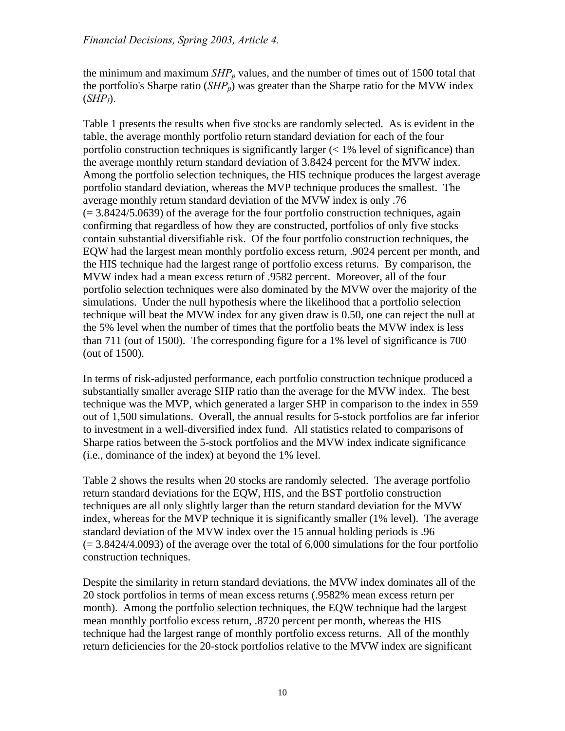the minimum and maximum $SHP_p$ values, and the number of times out of 1500 total that the portfolio's Sharpe ratio ($SHP_p$) was greater than the Sharpe ratio for the MVW index ($SHP_I$).

Table 1 presents the results when five stocks are randomly selected. As is evident in the table, the average monthly portfolio return standard deviation for each of the four portfolio construction techniques is significantly larger (< 1% level of significance) than the average monthly return standard deviation of 3.8424 percent for the MVW index. Among the portfolio selection techniques, the HIS technique produces the largest average portfolio standard deviation, whereas the MVP technique produces the smallest. The average monthly return standard deviation of the MVW index is only .76 (= 3.8424/5.0639) of the average for the four portfolio construction techniques, again confirming that regardless of how they are constructed, portfolios of only five stocks contain substantial diversifiable risk. Of the four portfolio construction techniques, the EQW had the largest mean monthly portfolio excess return, .9024 percent per month, and the HIS technique had the largest range of portfolio excess returns. By comparison, the MVW index had a mean excess return of .9582 percent. Moreover, all of the four portfolio selection techniques were also dominated by the MVW over the majority of the simulations. Under the null hypothesis where the likelihood that a portfolio selection technique will beat the MVW index for any given draw is 0.50, one can reject the null at the 5% level when the number of times that the portfolio beats the MVW index is less than 711 (out of 1500). The corresponding figure for a 1% level of significance is 700 (out of 1500).

In terms of risk-adjusted performance, each portfolio construction technique produced a substantially smaller average SHP ratio than the average for the MVW index. The best technique was the MVP, which generated a larger SHP in comparison to the index in 559 out of 1,500 simulations. Overall, the annual results for 5-stock portfolios are far inferior to investment in a well-diversified index fund. All statistics related to comparisons of Sharpe ratios between the 5-stock portfolios and the MVW index indicate significance (i.e., dominance of the index) at beyond the 1% level.

Table 2 shows the results when 20 stocks are randomly selected. The average portfolio return standard deviations for the EQW, HIS, and the BST portfolio construction techniques are all only slightly larger than the return standard deviation for the MVW index, whereas for the MVP technique it is significantly smaller (1% level). The average standard deviation of the MVW index over the 15 annual holding periods is .96 (= 3.8424/4.0093) of the average over the total of 6,000 simulations for the four portfolio construction techniques.

Despite the similarity in return standard deviations, the MVW index dominates all of the 20 stock portfolios in terms of mean excess returns (.9582% mean excess return per month). Among the portfolio selection techniques, the EQW technique had the largest mean monthly portfolio excess return, .8720 percent per month, whereas the HIS technique had the largest range of monthly portfolio excess returns. All of the monthly return deficiencies for the 20-stock portfolios relative to the MVW index are significant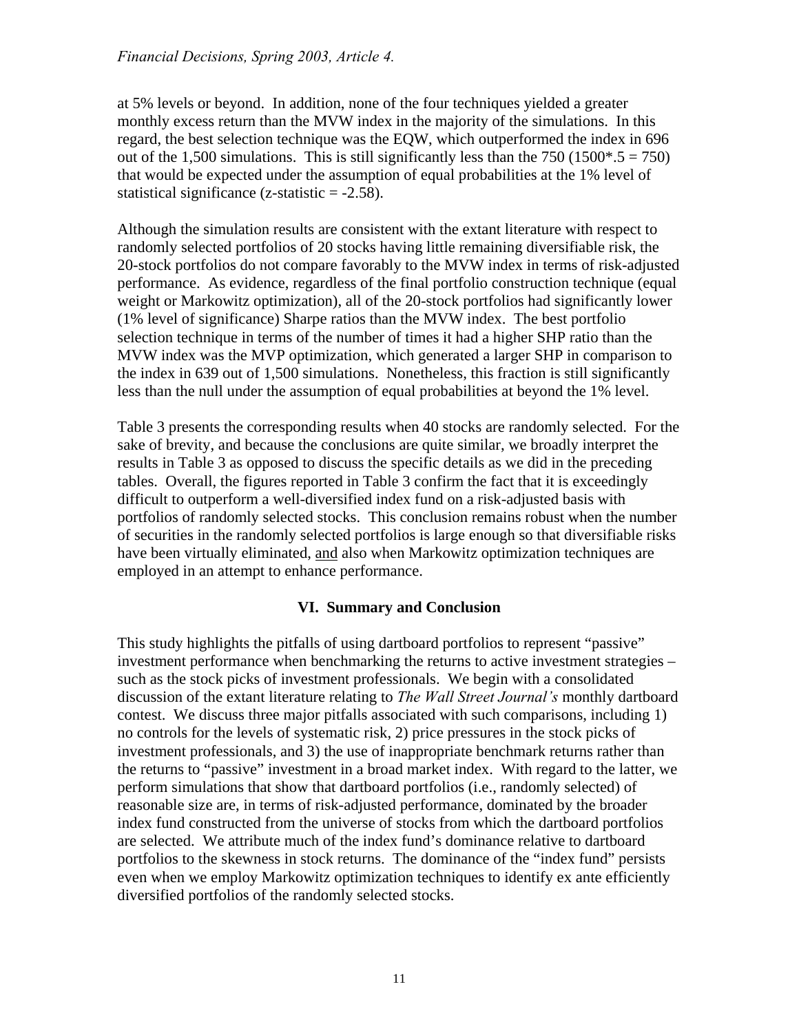at 5% levels or beyond. In addition, none of the four techniques yielded a greater monthly excess return than the MVW index in the majority of the simulations. In this regard, the best selection technique was the EQW, which outperformed the index in 696 out of the 1,500 simulations. This is still significantly less than the 750 ($1500*.5 = 750$) that would be expected under the assumption of equal probabilities at the 1% level of statistical significance (z-statistic = -2.58).

Although the simulation results are consistent with the extant literature with respect to randomly selected portfolios of 20 stocks having little remaining diversifiable risk, the 20-stock portfolios do not compare favorably to the MVW index in terms of risk-adjusted performance. As evidence, regardless of the final portfolio construction technique (equal weight or Markowitz optimization), all of the 20-stock portfolios had significantly lower (1% level of significance) Sharpe ratios than the MVW index. The best portfolio selection technique in terms of the number of times it had a higher SHP ratio than the MVW index was the MVP optimization, which generated a larger SHP in comparison to the index in 639 out of 1,500 simulations. Nonetheless, this fraction is still significantly less than the null under the assumption of equal probabilities at beyond the 1% level.

Table 3 presents the corresponding results when 40 stocks are randomly selected. For the sake of brevity, and because the conclusions are quite similar, we broadly interpret the results in Table 3 as opposed to discuss the specific details as we did in the preceding tables. Overall, the figures reported in Table 3 confirm the fact that it is exceedingly difficult to outperform a well-diversified index fund on a risk-adjusted basis with portfolios of randomly selected stocks. This conclusion remains robust when the number of securities in the randomly selected portfolios is large enough so that diversifiable risks have been virtually eliminated, <u>and</u> also when Markowitz optimization techniques are employed in an attempt to enhance performance.

## VI. Summary and Conclusion

This study highlights the pitfalls of using dartboard portfolios to represent "passive" investment performance when benchmarking the returns to active investment strategies – such as the stock picks of investment professionals. We begin with a consolidated discussion of the extant literature relating to *The Wall Street Journal's* monthly dartboard contest. We discuss three major pitfalls associated with such comparisons, including 1) no controls for the levels of systematic risk, 2) price pressures in the stock picks of investment professionals, and 3) the use of inappropriate benchmark returns rather than the returns to "passive" investment in a broad market index. With regard to the latter, we perform simulations that show that dartboard portfolios (i.e., randomly selected) of reasonable size are, in terms of risk-adjusted performance, dominated by the broader index fund constructed from the universe of stocks from which the dartboard portfolios are selected. We attribute much of the index fund's dominance relative to dartboard portfolios to the skewness in stock returns. The dominance of the "index fund" persists even when we employ Markowitz optimization techniques to identify ex ante efficiently diversified portfolios of the randomly selected stocks.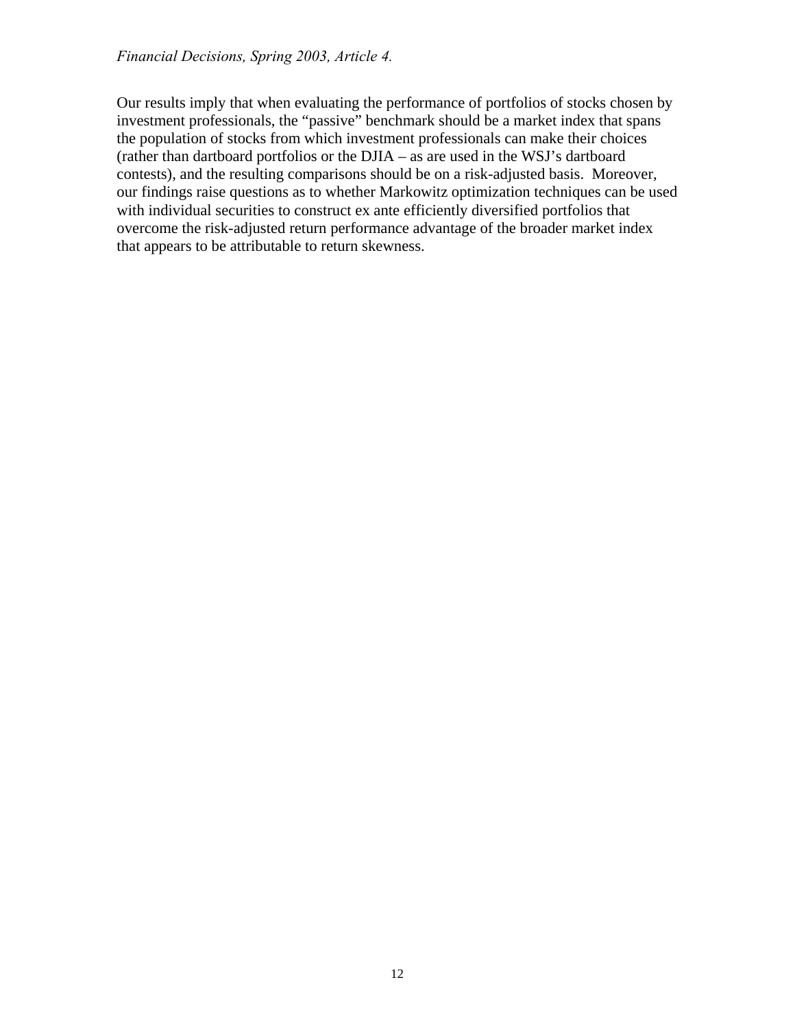Our results imply that when evaluating the performance of portfolios of stocks chosen by investment professionals, the "passive" benchmark should be a market index that spans the population of stocks from which investment professionals can make their choices (rather than dartboard portfolios or the DJIA – as are used in the WSJ's dartboard contests), and the resulting comparisons should be on a risk-adjusted basis. Moreover, our findings raise questions as to whether Markowitz optimization techniques can be used with individual securities to construct ex ante efficiently diversified portfolios that overcome the risk-adjusted return performance advantage of the broader market index that appears to be attributable to return skewness.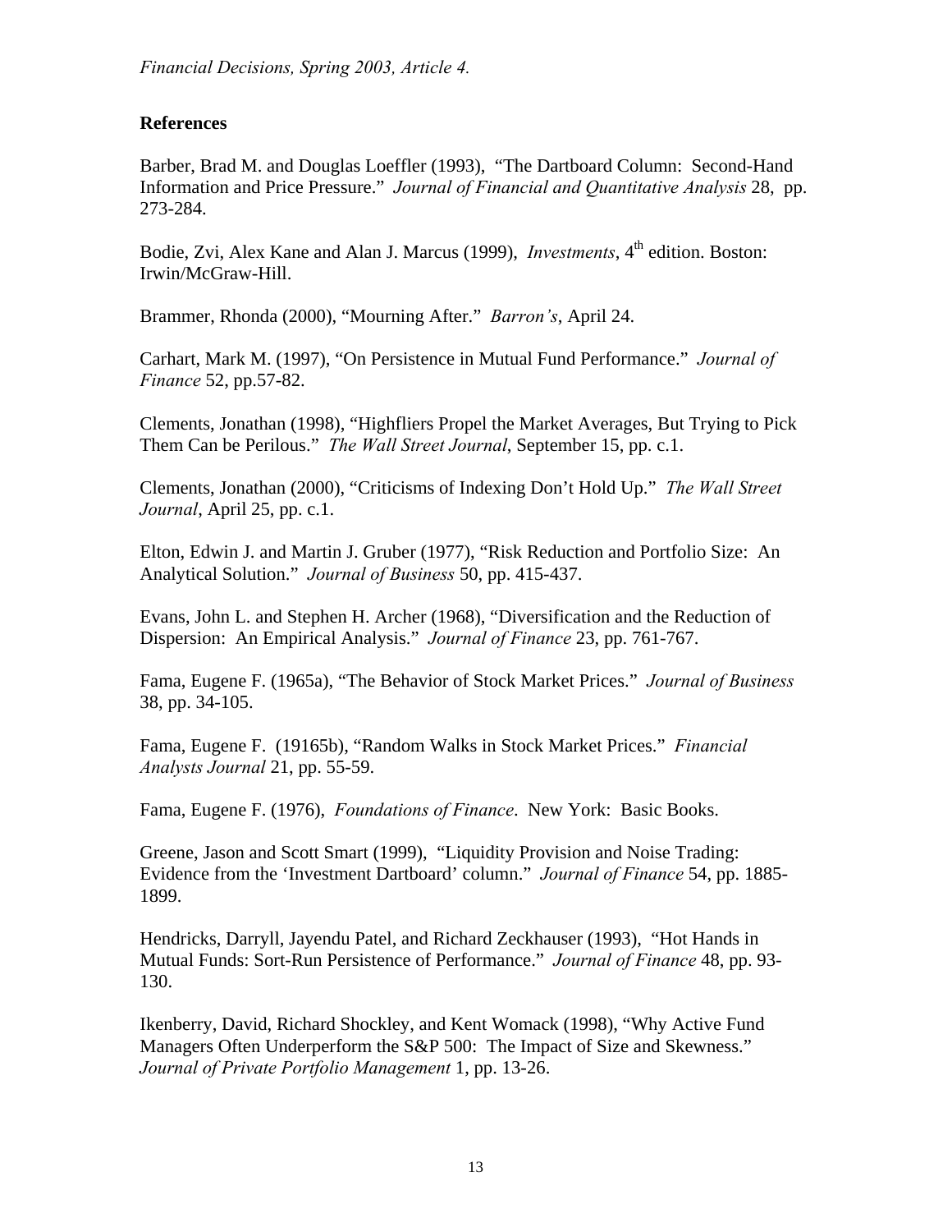## References

Barber, Brad M. and Douglas Loeffler (1993), "The Dartboard Column: Second-Hand Information and Price Pressure." *Journal of Financial and Quantitative Analysis* 28, pp. 273-284.

Bodie, Zvi, Alex Kane and Alan J. Marcus (1999), *Investments*, 4th edition. Boston: Irwin/McGraw-Hill.

Brammer, Rhonda (2000), "Mourning After." *Barron's*, April 24.

Carhart, Mark M. (1997), "On Persistence in Mutual Fund Performance." *Journal of Finance* 52, pp.57-82.

Clements, Jonathan (1998), "Highfliers Propel the Market Averages, But Trying to Pick Them Can be Perilous." *The Wall Street Journal*, September 15, pp. c.1.

Clements, Jonathan (2000), "Criticisms of Indexing Don't Hold Up." *The Wall Street Journal*, April 25, pp. c.1.

Elton, Edwin J. and Martin J. Gruber (1977), "Risk Reduction and Portfolio Size: An Analytical Solution." *Journal of Business* 50, pp. 415-437.

Evans, John L. and Stephen H. Archer (1968), "Diversification and the Reduction of Dispersion: An Empirical Analysis." *Journal of Finance* 23, pp. 761-767.

Fama, Eugene F. (1965a), "The Behavior of Stock Market Prices." *Journal of Business* 38, pp. 34-105.

Fama, Eugene F. (19165b), "Random Walks in Stock Market Prices." *Financial Analysts Journal* 21, pp. 55-59.

Fama, Eugene F. (1976), *Foundations of Finance*. New York: Basic Books.

Greene, Jason and Scott Smart (1999), "Liquidity Provision and Noise Trading: Evidence from the 'Investment Dartboard' column." *Journal of Finance* 54, pp. 1885-1899.

Hendricks, Darryll, Jayendu Patel, and Richard Zeckhauser (1993), "Hot Hands in Mutual Funds: Sort-Run Persistence of Performance." *Journal of Finance* 48, pp. 93-130.

Ikenberry, David, Richard Shockley, and Kent Womack (1998), "Why Active Fund Managers Often Underperform the S&P 500: The Impact of Size and Skewness." *Journal of Private Portfolio Management* 1, pp. 13-26.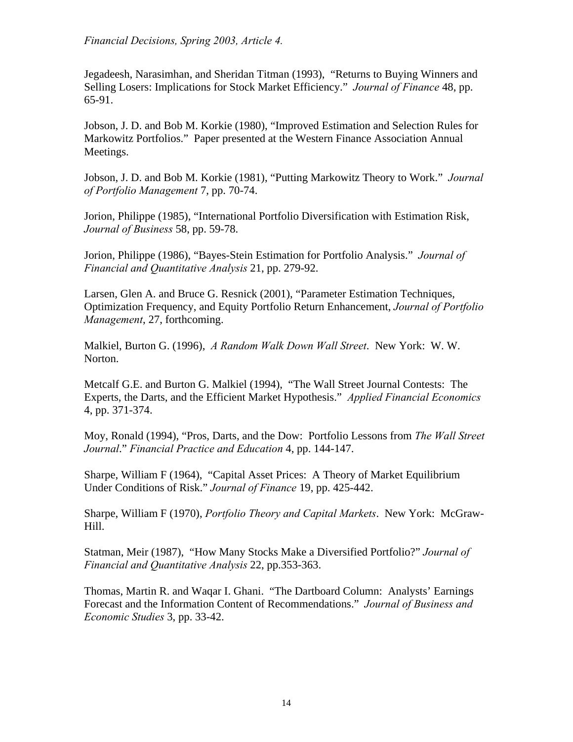Jegadeesh, Narasimhan, and Sheridan Titman (1993), "Returns to Buying Winners and Selling Losers: Implications for Stock Market Efficiency." *Journal of Finance* 48, pp. 65-91.

Jobson, J. D. and Bob M. Korkie (1980), "Improved Estimation and Selection Rules for Markowitz Portfolios." Paper presented at the Western Finance Association Annual Meetings.

Jobson, J. D. and Bob M. Korkie (1981), "Putting Markowitz Theory to Work." *Journal of Portfolio Management* 7, pp. 70-74.

Jorion, Philippe (1985), "International Portfolio Diversification with Estimation Risk, *Journal of Business* 58, pp. 59-78.

Jorion, Philippe (1986), "Bayes-Stein Estimation for Portfolio Analysis." *Journal of Financial and Quantitative Analysis* 21, pp. 279-92.

Larsen, Glen A. and Bruce G. Resnick (2001), "Parameter Estimation Techniques, Optimization Frequency, and Equity Portfolio Return Enhancement, *Journal of Portfolio Management*, 27, forthcoming.

Malkiel, Burton G. (1996), *A Random Walk Down Wall Street*. New York: W. W. Norton.

Metcalf G.E. and Burton G. Malkiel (1994), "The Wall Street Journal Contests: The Experts, the Darts, and the Efficient Market Hypothesis." *Applied Financial Economics* 4, pp. 371-374.

Moy, Ronald (1994), "Pros, Darts, and the Dow: Portfolio Lessons from *The Wall Street Journal*." *Financial Practice and Education* 4, pp. 144-147.

Sharpe, William F (1964), "Capital Asset Prices: A Theory of Market Equilibrium Under Conditions of Risk." *Journal of Finance* 19, pp. 425-442.

Sharpe, William F (1970), *Portfolio Theory and Capital Markets*. New York: McGraw-Hill.

Statman, Meir (1987), "How Many Stocks Make a Diversified Portfolio?" *Journal of Financial and Quantitative Analysis* 22, pp.353-363.

Thomas, Martin R. and Waqar I. Ghani. "The Dartboard Column: Analysts' Earnings Forecast and the Information Content of Recommendations." *Journal of Business and Economic Studies* 3, pp. 33-42.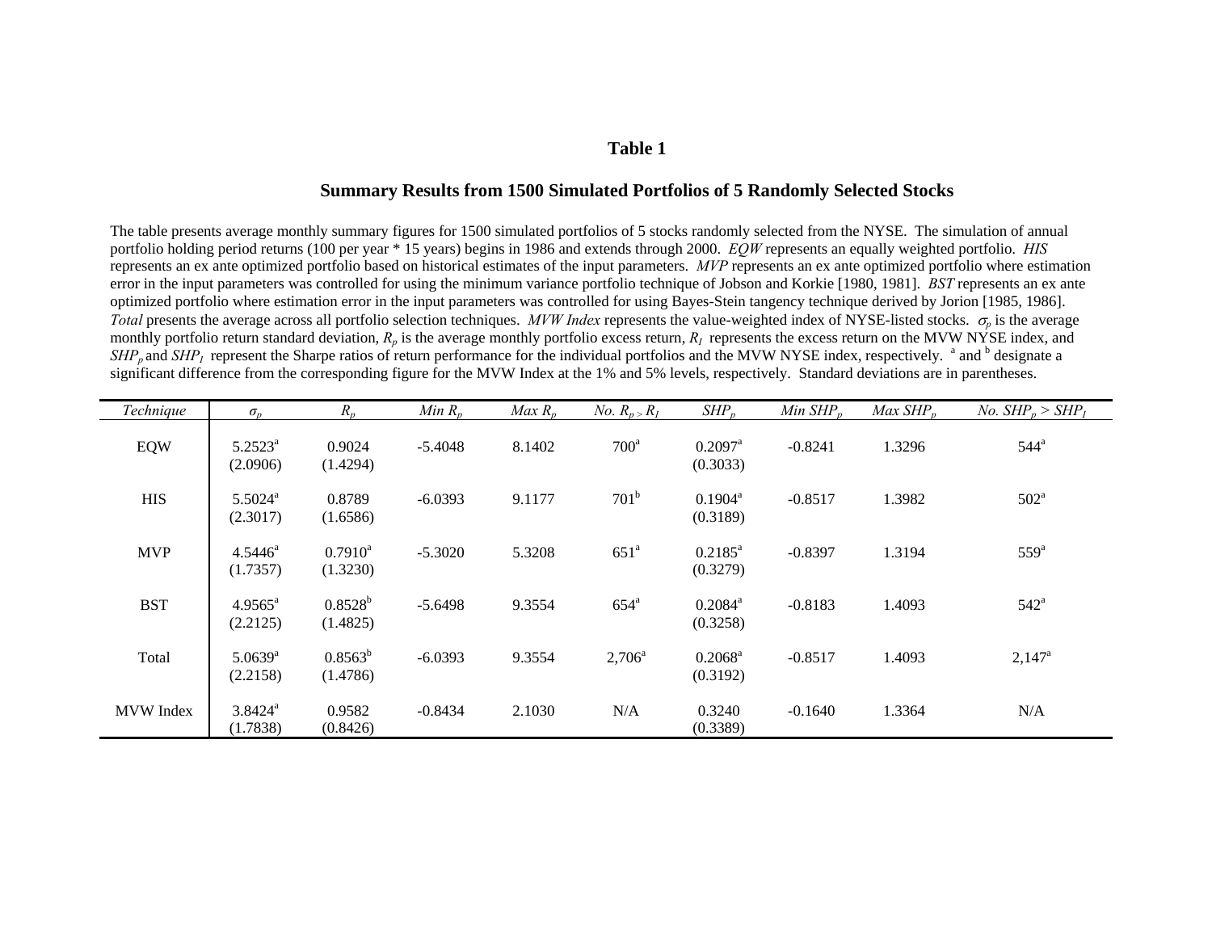## Table 1

### Summary Results from 1500 Simulated Portfolios of 5 Randomly Selected Stocks

The table presents average monthly summary figures for 1500 simulated portfolios of 5 stocks randomly selected from the NYSE. The simulation of annual portfolio holding period returns (100 per year * 15 years) begins in 1986 and extends through 2000. *EQW* represents an equally weighted portfolio. *HIS* represents an ex ante optimized portfolio based on historical estimates of the input parameters. *MVP* represents an ex ante optimized portfolio where estimation error in the input parameters was controlled for using the minimum variance portfolio technique of Jobson and Korkie [1980, 1981]. *BST* represents an ex ante optimized portfolio where estimation error in the input parameters was controlled for using Bayes-Stein tangency technique derived by Jorion [1985, 1986]. *Total* presents the average across all portfolio selection techniques. *MVW Index* represents the value-weighted index of NYSE-listed stocks. $\sigma_p$ is the average monthly portfolio return standard deviation, $R_p$ is the average monthly portfolio excess return, $R_I$ represents the excess return on the MVW NYSE index, and $SHP_p$ and $SHP_I$ represent the Sharpe ratios of return performance for the individual portfolios and the MVW NYSE index, respectively. [a] and [b] designate a significant difference from the corresponding figure for the MVW Index at the 1% and 5% levels, respectively. Standard deviations are in parentheses.

| *Technique* | $\sigma_p$ | $R_p$ | *Min* $R_p$ | *Max* $R_p$ | *No.* $R_p > R_I$ | $SHP_p$ | *Min* $SHP_p$ | *Max* $SHP_p$ | *No.* $SHP_p > SHP_I$ |
|---|---|---|---|---|---|---|---|---|---|
| EQW | 5.2523[a] (2.0906) | 0.9024 (1.4294) | -5.4048 | 8.1402 | 700[a] | 0.2097[a] (0.3033) | -0.8241 | 1.3296 | 544[a] |
| HIS | 5.5024[a] (2.3017) | 0.8789 (1.6586) | -6.0393 | 9.1177 | 701[b] | 0.1904[a] (0.3189) | -0.8517 | 1.3982 | 502[a] |
| MVP | 4.5446[a] (1.7357) | 0.7910[a] (1.3230) | -5.3020 | 5.3208 | 651[a] | 0.2185[a] (0.3279) | -0.8397 | 1.3194 | 559[a] |
| BST | 4.9565[a] (2.2125) | 0.8528[b] (1.4825) | -5.6498 | 9.3554 | 654[a] | 0.2084[a] (0.3258) | -0.8183 | 1.4093 | 542[a] |
| Total | 5.0639[a] (2.2158) | 0.8563[b] (1.4786) | -6.0393 | 9.3554 | 2,706[a] | 0.2068[a] (0.3192) | -0.8517 | 1.4093 | 2,147[a] |
| MVW Index | 3.8424[a] (1.7838) | 0.9582 (0.8426) | -0.8434 | 2.1030 | N/A | 0.3240 (0.3389) | -0.1640 | 1.3364 | N/A |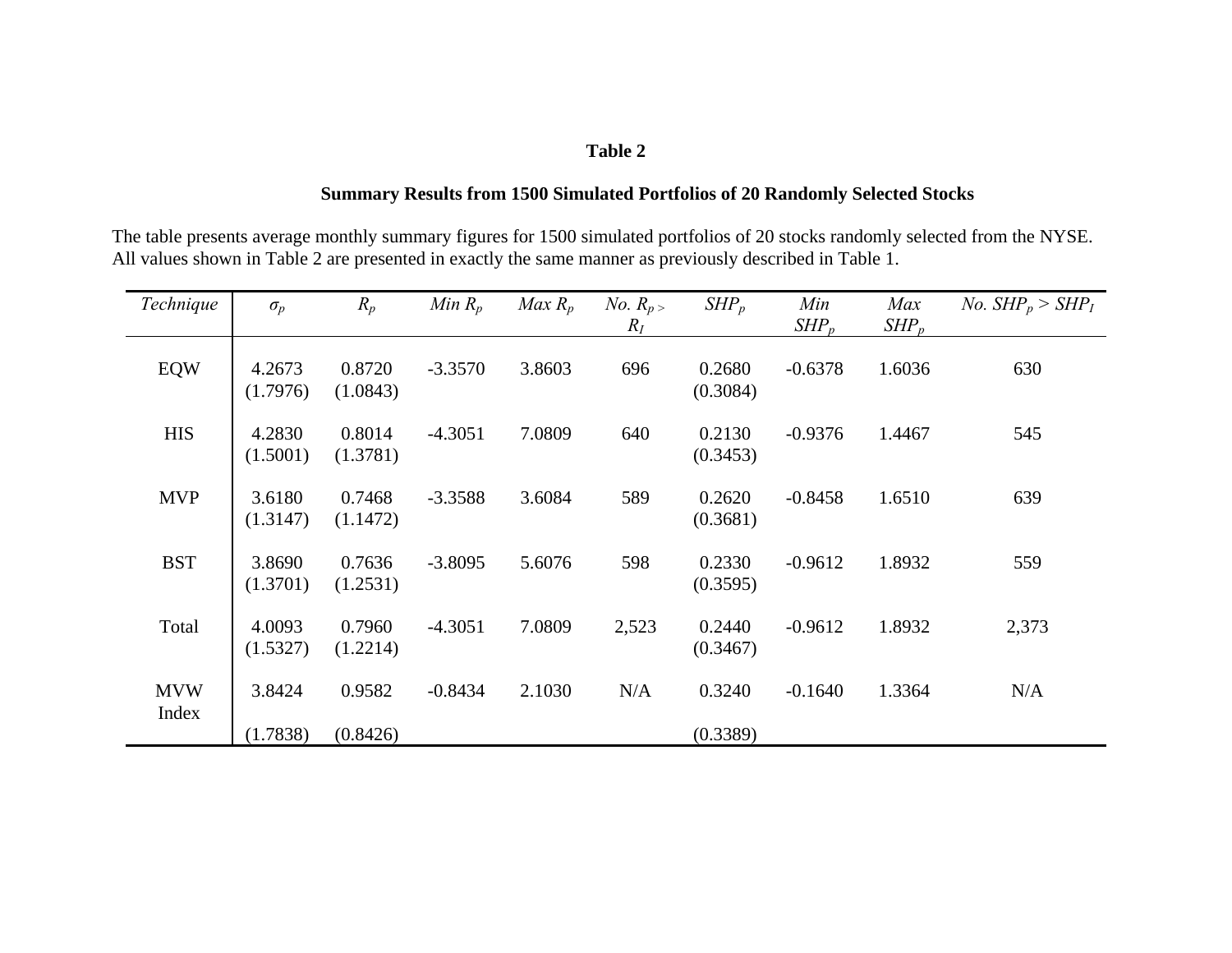**Table 2**

**Summary Results from 1500 Simulated Portfolios of 20 Randomly Selected Stocks**

The table presents average monthly summary figures for 1500 simulated portfolios of 20 stocks randomly selected from the NYSE. All values shown in Table 2 are presented in exactly the same manner as previously described in Table 1.

| *Technique* | $\sigma_p$ | $R_p$ | *Min* $R_p$ | *Max* $R_p$ | *No.* $R_p > R_I$ | $SHP_p$ | *Min* $SHP_p$ | *Max* $SHP_p$ | *No.* $SHP_p > SHP_I$ |
|---|---|---|---|---|---|---|---|---|---|
| EQW | 4.2673 (1.7976) | 0.8720 (1.0843) | -3.3570 | 3.8603 | 696 | 0.2680 (0.3084) | -0.6378 | 1.6036 | 630 |
| HIS | 4.2830 (1.5001) | 0.8014 (1.3781) | -4.3051 | 7.0809 | 640 | 0.2130 (0.3453) | -0.9376 | 1.4467 | 545 |
| MVP | 3.6180 (1.3147) | 0.7468 (1.1472) | -3.3588 | 3.6084 | 589 | 0.2620 (0.3681) | -0.8458 | 1.6510 | 639 |
| BST | 3.8690 (1.3701) | 0.7636 (1.2531) | -3.8095 | 5.6076 | 598 | 0.2330 (0.3595) | -0.9612 | 1.8932 | 559 |
| Total | 4.0093 (1.5327) | 0.7960 (1.2214) | -4.3051 | 7.0809 | 2,523 | 0.2440 (0.3467) | -0.9612 | 1.8932 | 2,373 |
| MVW Index | 3.8424 (1.7838) | 0.9582 (0.8426) | -0.8434 | 2.1030 | N/A | 0.3240 (0.3389) | -0.1640 | 1.3364 | N/A |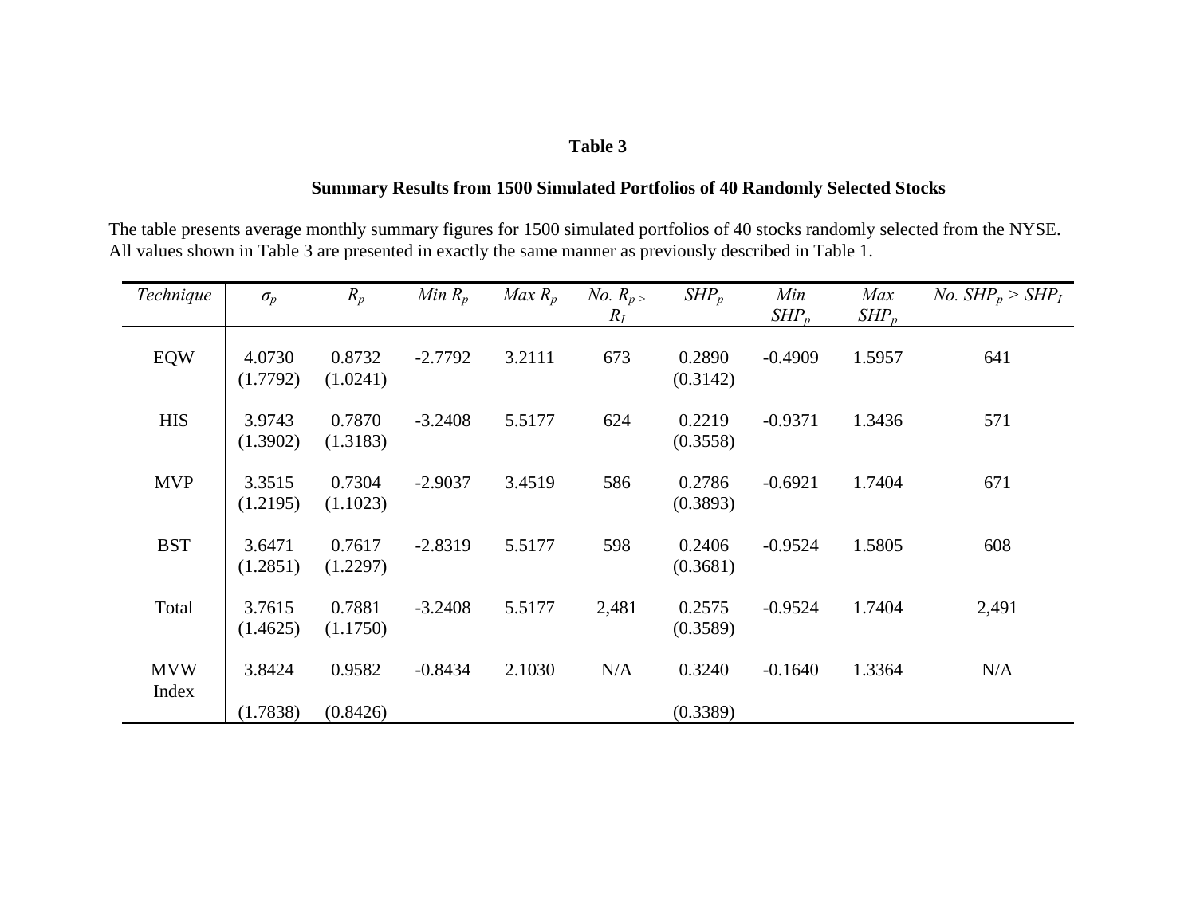**Table 3**

**Summary Results from 1500 Simulated Portfolios of 40 Randomly Selected Stocks**

The table presents average monthly summary figures for 1500 simulated portfolios of 40 stocks randomly selected from the NYSE. All values shown in Table 3 are presented in exactly the same manner as previously described in Table 1.

| *Technique* | $\sigma_p$ | $R_p$ | *Min* $R_p$ | *Max* $R_p$ | *No.* $R_p > R_I$ | $SHP_p$ | *Min* $SHP_p$ | *Max* $SHP_p$ | *No.* $SHP_p > SHP_I$ |
|---|---|---|---|---|---|---|---|---|---|
| EQW | 4.0730 (1.7792) | 0.8732 (1.0241) | -2.7792 | 3.2111 | 673 | 0.2890 (0.3142) | -0.4909 | 1.5957 | 641 |
| HIS | 3.9743 (1.3902) | 0.7870 (1.3183) | -3.2408 | 5.5177 | 624 | 0.2219 (0.3558) | -0.9371 | 1.3436 | 571 |
| MVP | 3.3515 (1.2195) | 0.7304 (1.1023) | -2.9037 | 3.4519 | 586 | 0.2786 (0.3893) | -0.6921 | 1.7404 | 671 |
| BST | 3.6471 (1.2851) | 0.7617 (1.2297) | -2.8319 | 5.5177 | 598 | 0.2406 (0.3681) | -0.9524 | 1.5805 | 608 |
| Total | 3.7615 (1.4625) | 0.7881 (1.1750) | -3.2408 | 5.5177 | 2,481 | 0.2575 (0.3589) | -0.9524 | 1.7404 | 2,491 |
| MVW Index | 3.8424 (1.7838) | 0.9582 (0.8426) | -0.8434 | 2.1030 | N/A | 0.3240 (0.3389) | -0.1640 | 1.3364 | N/A |